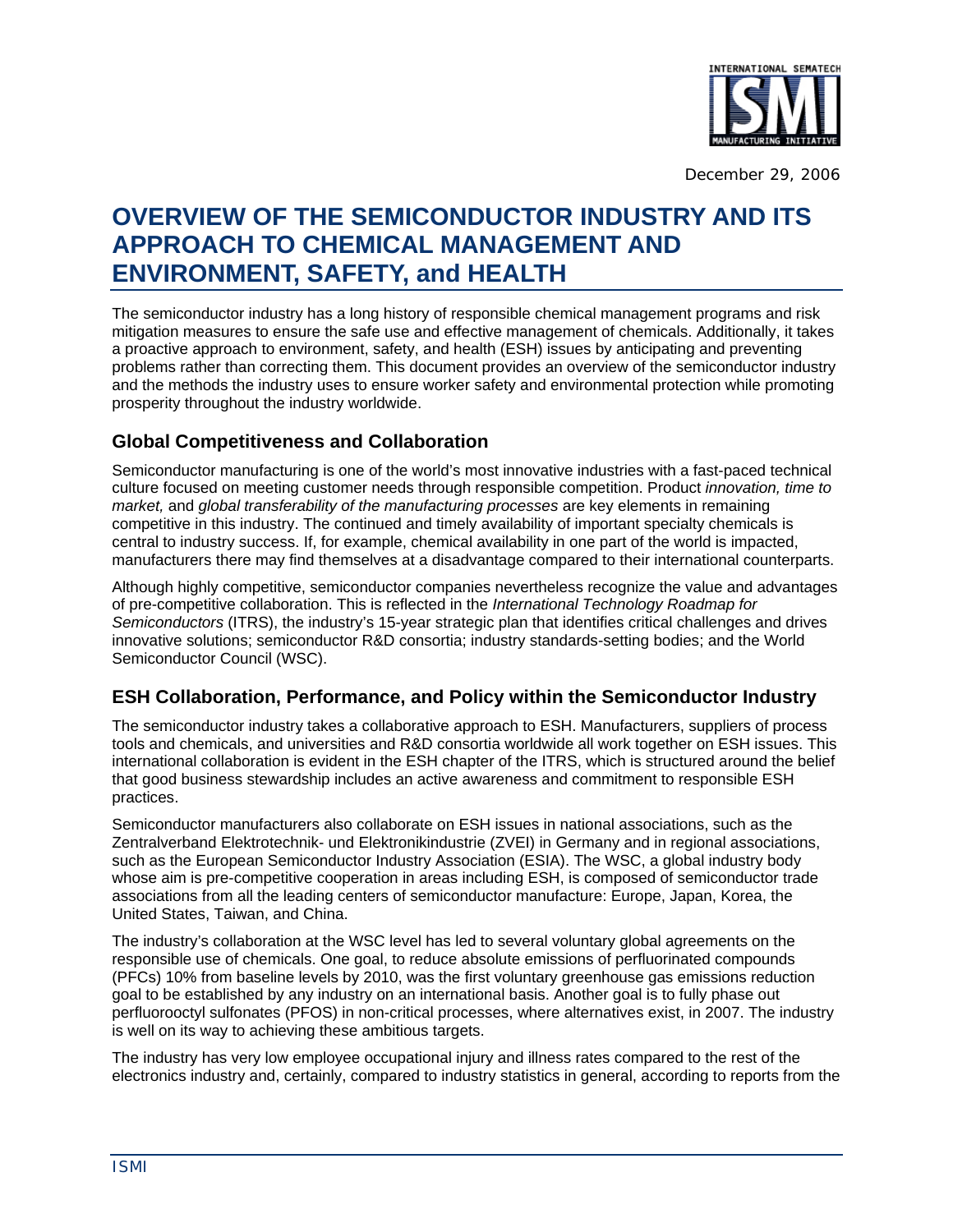December 29, 2006

# OVERVIEW OF THE SEMICONDUCTOR INDUSTRY AND ITS APPROACH TO CHEMICAL MANAGEMENT AND ENVIRONMENT, SAFETY, and HEALTH

The semiconductor industry has a long history of responsible chemical management programs and risk mitigation measures to ensure the safe use and effective management of chemicals. Additionally, it takes a proactive approach to environment, safety, and health (ESH) issues by anticipating and preventing problems rather than correcting them. This document provides an overview of the semiconductor industry and the methods the industry uses to ensure worker safety and environmental protection while promoting prosperity throughout the industry worldwide.

## Global Competitiveness and Collaboration

Semiconductor manufacturing is one of the world's most innovative industries with a fast-paced technical culture focused on meeting customer needs through responsible competition. Product *innovation, time to market,* and *global transferability of the manufacturing processes* are key elements in remaining competitive in this industry. The continued and timely availability of important specialty chemicals is central to industry success. If, for example, chemical availability in one part of the world is impacted, manufacturers there may find themselves at a disadvantage compared to their international counterparts.

Although highly competitive, semiconductor companies nevertheless recognize the value and advantages of pre-competitive collaboration. This is reflected in the *International Technology Roadmap for Semiconductors* (ITRS), the industry's 15-year strategic plan that identifies critical challenges and drives innovative solutions; semiconductor R&D consortia; industry standards-setting bodies; and the World Semiconductor Council (WSC).

## ESH Collaboration, Performance, and Policy within the Semiconductor Industry

The semiconductor industry takes a collaborative approach to ESH. Manufacturers, suppliers of process tools and chemicals, and universities and R&D consortia worldwide all work together on ESH issues. This international collaboration is evident in the ESH chapter of the ITRS, which is structured around the belief that good business stewardship includes an active awareness and commitment to responsible ESH practices.

Semiconductor manufacturers also collaborate on ESH issues in national associations, such as the Zentralverband Elektrotechnik- und Elektronikindustrie (ZVEI) in Germany and in regional associations, such as the European Semiconductor Industry Association (ESIA). The WSC, a global industry body whose aim is pre-competitive cooperation in areas including ESH, is composed of semiconductor trade associations from all the leading centers of semiconductor manufacture: Europe, Japan, Korea, the United States, Taiwan, and China.

The industry's collaboration at the WSC level has led to several voluntary global agreements on the responsible use of chemicals. One goal, to reduce absolute emissions of perfluorinated compounds (PFCs) 10% from baseline levels by 2010, was the first voluntary greenhouse gas emissions reduction goal to be established by any industry on an international basis. Another goal is to fully phase out perfluorooctyl sulfonates (PFOS) in non-critical processes, where alternatives exist, in 2007. The industry is well on its way to achieving these ambitious targets.

The industry has very low employee occupational injury and illness rates compared to the rest of the electronics industry and, certainly, compared to industry statistics in general, according to reports from the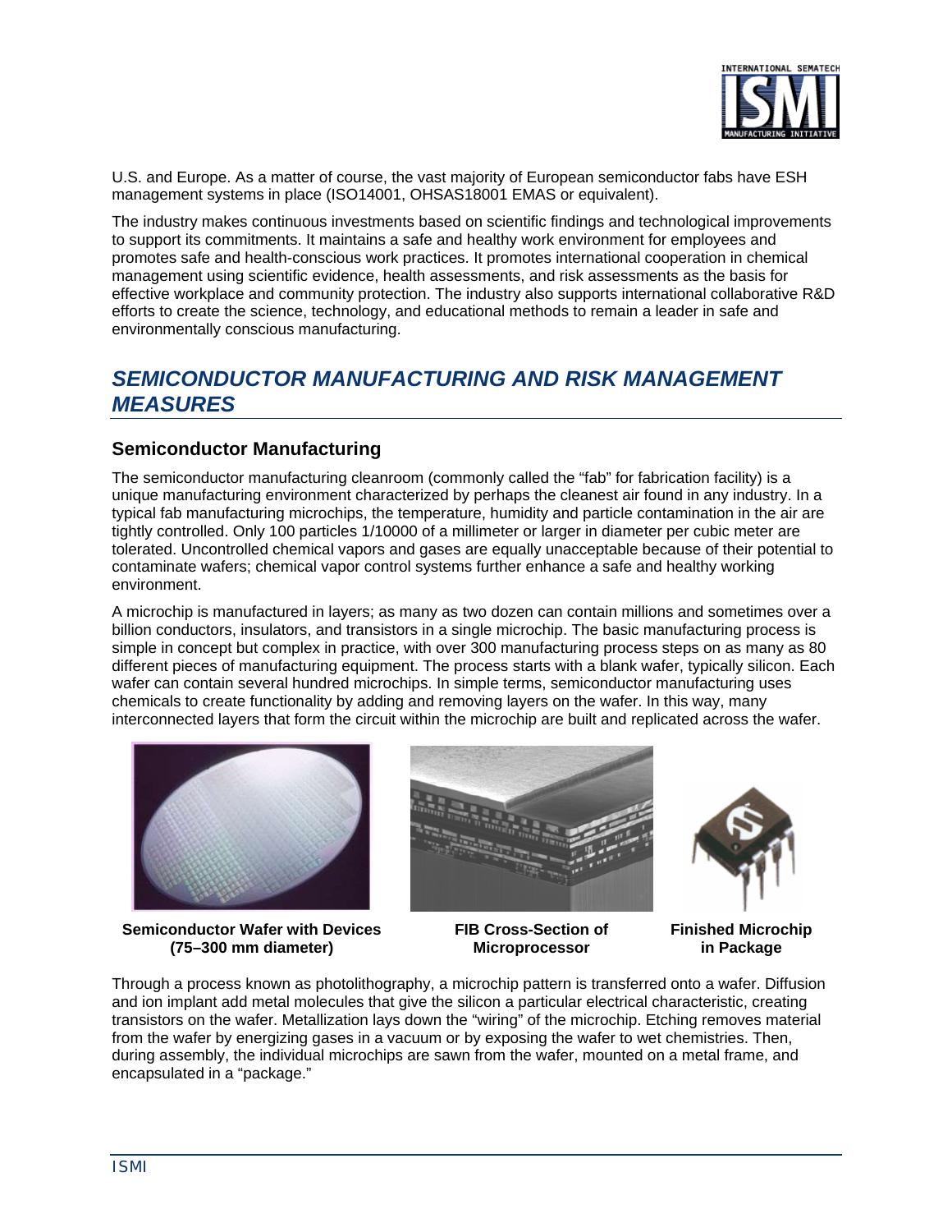U.S. and Europe. As a matter of course, the vast majority of European semiconductor fabs have ESH management systems in place (ISO14001, OHSAS18001 EMAS or equivalent).

The industry makes continuous investments based on scientific findings and technological improvements to support its commitments. It maintains a safe and healthy work environment for employees and promotes safe and health-conscious work practices. It promotes international cooperation in chemical management using scientific evidence, health assessments, and risk assessments as the basis for effective workplace and community protection. The industry also supports international collaborative R&D efforts to create the science, technology, and educational methods to remain a leader in safe and environmentally conscious manufacturing.

## *SEMICONDUCTOR MANUFACTURING AND RISK MANAGEMENT MEASURES*

### Semiconductor Manufacturing

The semiconductor manufacturing cleanroom (commonly called the "fab" for fabrication facility) is a unique manufacturing environment characterized by perhaps the cleanest air found in any industry. In a typical fab manufacturing microchips, the temperature, humidity and particle contamination in the air are tightly controlled. Only 100 particles 1/10000 of a millimeter or larger in diameter per cubic meter are tolerated. Uncontrolled chemical vapors and gases are equally unacceptable because of their potential to contaminate wafers; chemical vapor control systems further enhance a safe and healthy working environment.

A microchip is manufactured in layers; as many as two dozen can contain millions and sometimes over a billion conductors, insulators, and transistors in a single microchip. The basic manufacturing process is simple in concept but complex in practice, with over 300 manufacturing process steps on as many as 80 different pieces of manufacturing equipment. The process starts with a blank wafer, typically silicon. Each wafer can contain several hundred microchips. In simple terms, semiconductor manufacturing uses chemicals to create functionality by adding and removing layers on the wafer. In this way, many interconnected layers that form the circuit within the microchip are built and replicated across the wafer.

**Semiconductor Wafer with Devices (75–300 mm diameter)**

**FIB Cross-Section of Microprocessor**

**Finished Microchip in Package**

Through a process known as photolithography, a microchip pattern is transferred onto a wafer. Diffusion and ion implant add metal molecules that give the silicon a particular electrical characteristic, creating transistors on the wafer. Metallization lays down the "wiring" of the microchip. Etching removes material from the wafer by energizing gases in a vacuum or by exposing the wafer to wet chemistries. Then, during assembly, the individual microchips are sawn from the wafer, mounted on a metal frame, and encapsulated in a "package."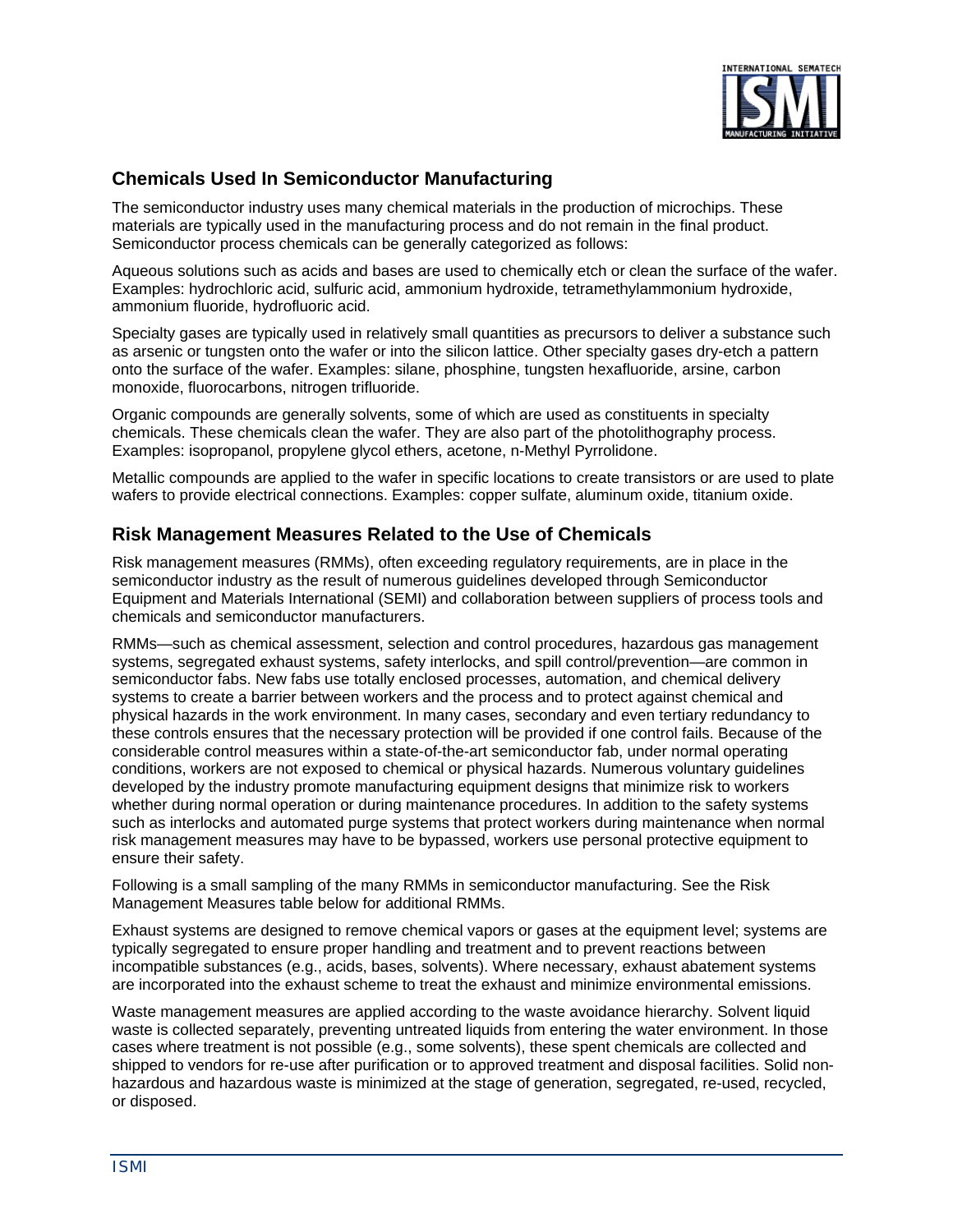## Chemicals Used In Semiconductor Manufacturing

The semiconductor industry uses many chemical materials in the production of microchips. These materials are typically used in the manufacturing process and do not remain in the final product. Semiconductor process chemicals can be generally categorized as follows:

Aqueous solutions such as acids and bases are used to chemically etch or clean the surface of the wafer. Examples: hydrochloric acid, sulfuric acid, ammonium hydroxide, tetramethylammonium hydroxide, ammonium fluoride, hydrofluoric acid.

Specialty gases are typically used in relatively small quantities as precursors to deliver a substance such as arsenic or tungsten onto the wafer or into the silicon lattice. Other specialty gases dry-etch a pattern onto the surface of the wafer. Examples: silane, phosphine, tungsten hexafluoride, arsine, carbon monoxide, fluorocarbons, nitrogen trifluoride.

Organic compounds are generally solvents, some of which are used as constituents in specialty chemicals. These chemicals clean the wafer. They are also part of the photolithography process. Examples: isopropanol, propylene glycol ethers, acetone, n-Methyl Pyrrolidone.

Metallic compounds are applied to the wafer in specific locations to create transistors or are used to plate wafers to provide electrical connections. Examples: copper sulfate, aluminum oxide, titanium oxide.

## Risk Management Measures Related to the Use of Chemicals

Risk management measures (RMMs), often exceeding regulatory requirements, are in place in the semiconductor industry as the result of numerous guidelines developed through Semiconductor Equipment and Materials International (SEMI) and collaboration between suppliers of process tools and chemicals and semiconductor manufacturers.

RMMs—such as chemical assessment, selection and control procedures, hazardous gas management systems, segregated exhaust systems, safety interlocks, and spill control/prevention—are common in semiconductor fabs. New fabs use totally enclosed processes, automation, and chemical delivery systems to create a barrier between workers and the process and to protect against chemical and physical hazards in the work environment. In many cases, secondary and even tertiary redundancy to these controls ensures that the necessary protection will be provided if one control fails. Because of the considerable control measures within a state-of-the-art semiconductor fab, under normal operating conditions, workers are not exposed to chemical or physical hazards. Numerous voluntary guidelines developed by the industry promote manufacturing equipment designs that minimize risk to workers whether during normal operation or during maintenance procedures. In addition to the safety systems such as interlocks and automated purge systems that protect workers during maintenance when normal risk management measures may have to be bypassed, workers use personal protective equipment to ensure their safety.

Following is a small sampling of the many RMMs in semiconductor manufacturing. See the Risk Management Measures table below for additional RMMs.

Exhaust systems are designed to remove chemical vapors or gases at the equipment level; systems are typically segregated to ensure proper handling and treatment and to prevent reactions between incompatible substances (e.g., acids, bases, solvents). Where necessary, exhaust abatement systems are incorporated into the exhaust scheme to treat the exhaust and minimize environmental emissions.

Waste management measures are applied according to the waste avoidance hierarchy. Solvent liquid waste is collected separately, preventing untreated liquids from entering the water environment. In those cases where treatment is not possible (e.g., some solvents), these spent chemicals are collected and shipped to vendors for re-use after purification or to approved treatment and disposal facilities. Solid non-hazardous and hazardous waste is minimized at the stage of generation, segregated, re-used, recycled, or disposed.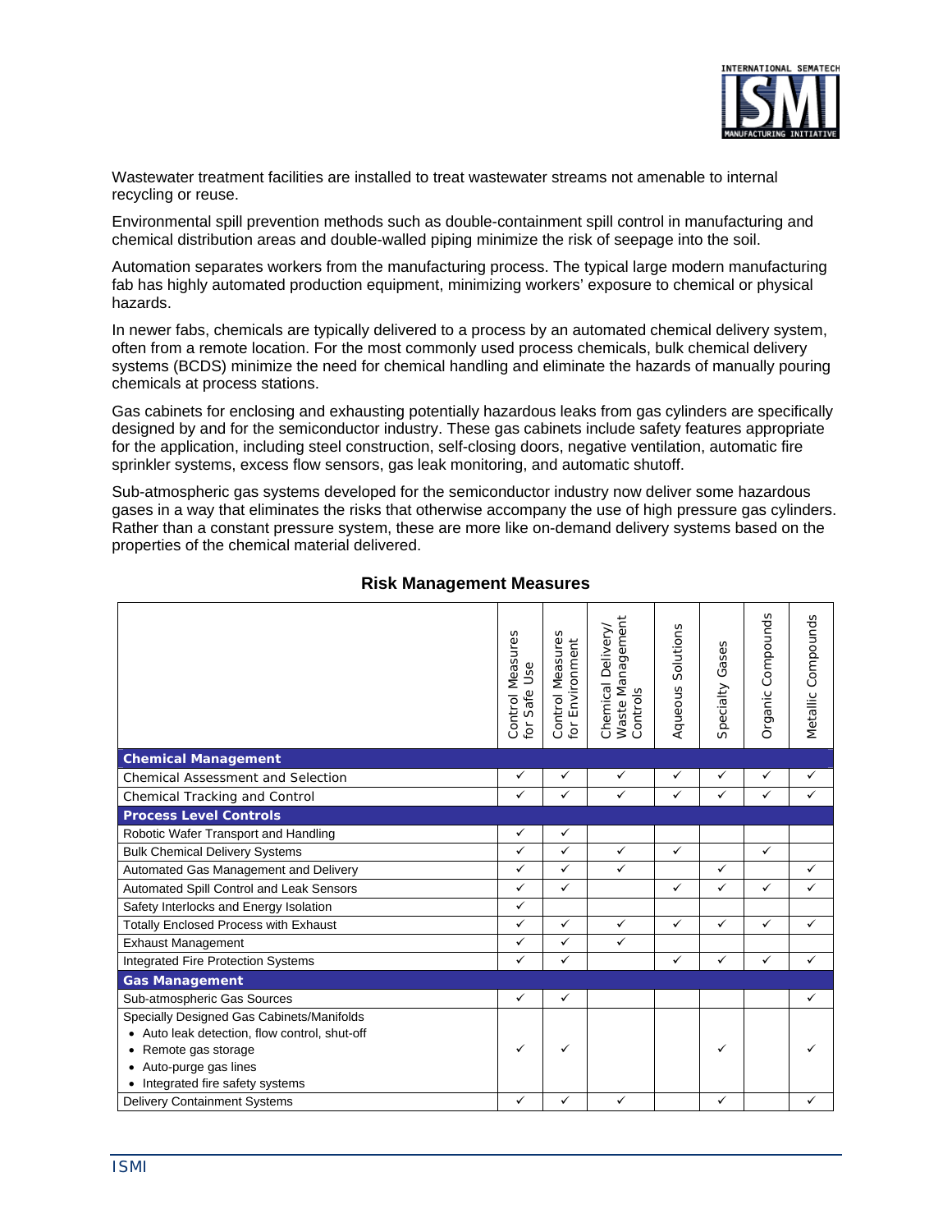Wastewater treatment facilities are installed to treat wastewater streams not amenable to internal recycling or reuse.

Environmental spill prevention methods such as double-containment spill control in manufacturing and chemical distribution areas and double-walled piping minimize the risk of seepage into the soil.

Automation separates workers from the manufacturing process. The typical large modern manufacturing fab has highly automated production equipment, minimizing workers' exposure to chemical or physical hazards.

In newer fabs, chemicals are typically delivered to a process by an automated chemical delivery system, often from a remote location. For the most commonly used process chemicals, bulk chemical delivery systems (BCDS) minimize the need for chemical handling and eliminate the hazards of manually pouring chemicals at process stations.

Gas cabinets for enclosing and exhausting potentially hazardous leaks from gas cylinders are specifically designed by and for the semiconductor industry. These gas cabinets include safety features appropriate for the application, including steel construction, self-closing doors, negative ventilation, automatic fire sprinkler systems, excess flow sensors, gas leak monitoring, and automatic shutoff.

Sub-atmospheric gas systems developed for the semiconductor industry now deliver some hazardous gases in a way that eliminates the risks that otherwise accompany the use of high pressure gas cylinders. Rather than a constant pressure system, these are more like on-demand delivery systems based on the properties of the chemical material delivered.

**Risk Management Measures**

| | Control Measures for Safe Use | Control Measures for Environment | Chemical Delivery/ Waste Management Controls | Aqueous Solutions | Specialty Gases | Organic Compounds | Metallic Compounds |
|---|---|---|---|---|---|---|---|
| **Chemical Management** | | | | | | | |
| Chemical Assessment and Selection | ✓ | ✓ | ✓ | ✓ | ✓ | ✓ | ✓ |
| Chemical Tracking and Control | ✓ | ✓ | ✓ | ✓ | ✓ | ✓ | ✓ |
| **Process Level Controls** | | | | | | | |
| Robotic Wafer Transport and Handling | ✓ | ✓ | | | | | |
| Bulk Chemical Delivery Systems | ✓ | ✓ | ✓ | ✓ | | ✓ | |
| Automated Gas Management and Delivery | ✓ | ✓ | ✓ | | ✓ | | ✓ |
| Automated Spill Control and Leak Sensors | ✓ | ✓ | | ✓ | ✓ | ✓ | ✓ |
| Safety Interlocks and Energy Isolation | ✓ | | | | | | |
| Totally Enclosed Process with Exhaust | ✓ | ✓ | ✓ | ✓ | ✓ | ✓ | ✓ |
| Exhaust Management | ✓ | ✓ | ✓ | | | | |
| Integrated Fire Protection Systems | ✓ | ✓ | | ✓ | ✓ | ✓ | ✓ |
| **Gas Management** | | | | | | | |
| Sub-atmospheric Gas Sources | ✓ | ✓ | | | | | ✓ |
| Specially Designed Gas Cabinets/Manifolds<br>• Auto leak detection, flow control, shut-off<br>• Remote gas storage<br>• Auto-purge gas lines<br>• Integrated fire safety systems | ✓ | ✓ | | | ✓ | | ✓ |
| Delivery Containment Systems | ✓ | ✓ | ✓ | | ✓ | | ✓ |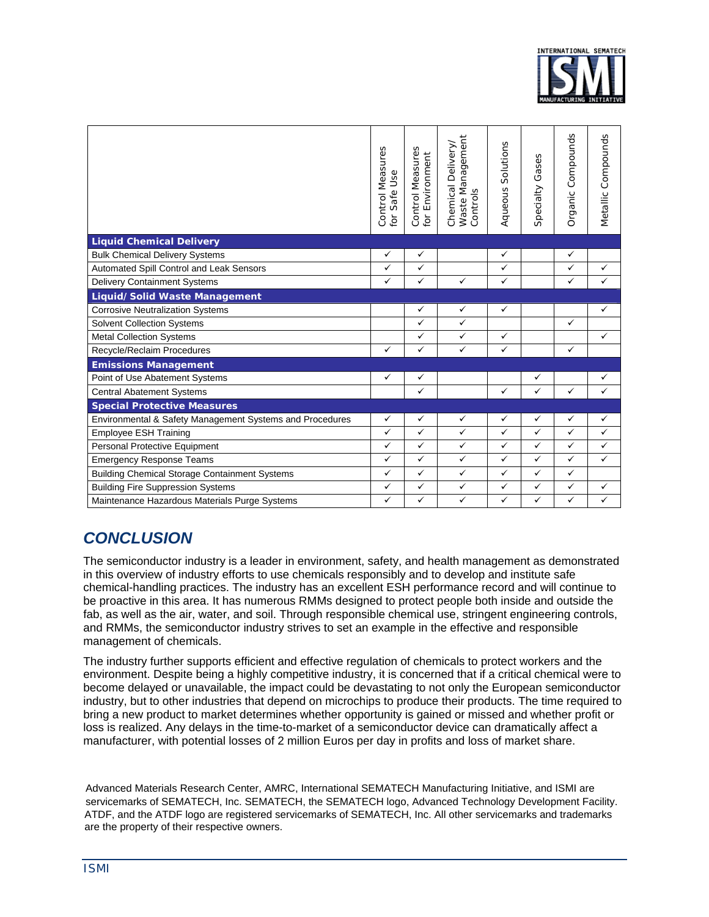| | Control Measures for Safe Use | Control Measures for Environment | Chemical Delivery/ Waste Management Controls | Aqueous Solutions | Specialty Gases | Organic Compounds | Metallic Compounds |
|---|---|---|---|---|---|---|---|
| **Liquid Chemical Delivery** | | | | | | | |
| Bulk Chemical Delivery Systems | ✓ | ✓ | | ✓ | | ✓ | |
| Automated Spill Control and Leak Sensors | ✓ | ✓ | | ✓ | | ✓ | ✓ |
| Delivery Containment Systems | ✓ | ✓ | ✓ | ✓ | | ✓ | ✓ |
| **Liquid/Solid Waste Management** | | | | | | | |
| Corrosive Neutralization Systems | | ✓ | ✓ | ✓ | | | ✓ |
| Solvent Collection Systems | | ✓ | ✓ | | | ✓ | |
| Metal Collection Systems | | ✓ | ✓ | ✓ | | | ✓ |
| Recycle/Reclaim Procedures | ✓ | ✓ | ✓ | ✓ | | ✓ | |
| **Emissions Management** | | | | | | | |
| Point of Use Abatement Systems | ✓ | ✓ | | | ✓ | | ✓ |
| Central Abatement Systems | | ✓ | | ✓ | ✓ | ✓ | ✓ |
| **Special Protective Measures** | | | | | | | |
| Environmental & Safety Management Systems and Procedures | ✓ | ✓ | ✓ | ✓ | ✓ | ✓ | ✓ |
| Employee ESH Training | ✓ | ✓ | ✓ | ✓ | ✓ | ✓ | ✓ |
| Personal Protective Equipment | ✓ | ✓ | ✓ | ✓ | ✓ | ✓ | ✓ |
| Emergency Response Teams | ✓ | ✓ | ✓ | ✓ | ✓ | ✓ | ✓ |
| Building Chemical Storage Containment Systems | ✓ | ✓ | ✓ | ✓ | ✓ | ✓ | |
| Building Fire Suppression Systems | ✓ | ✓ | ✓ | ✓ | ✓ | ✓ | ✓ |
| Maintenance Hazardous Materials Purge Systems | ✓ | ✓ | ✓ | ✓ | ✓ | ✓ | ✓ |

## *CONCLUSION*

The semiconductor industry is a leader in environment, safety, and health management as demonstrated in this overview of industry efforts to use chemicals responsibly and to develop and institute safe chemical-handling practices. The industry has an excellent ESH performance record and will continue to be proactive in this area. It has numerous RMMs designed to protect people both inside and outside the fab, as well as the air, water, and soil. Through responsible chemical use, stringent engineering controls, and RMMs, the semiconductor industry strives to set an example in the effective and responsible management of chemicals.

The industry further supports efficient and effective regulation of chemicals to protect workers and the environment. Despite being a highly competitive industry, it is concerned that if a critical chemical were to become delayed or unavailable, the impact could be devastating to not only the European semiconductor industry, but to other industries that depend on microchips to produce their products. The time required to bring a new product to market determines whether opportunity is gained or missed and whether profit or loss is realized. Any delays in the time-to-market of a semiconductor device can dramatically affect a manufacturer, with potential losses of 2 million Euros per day in profits and loss of market share.

Advanced Materials Research Center, AMRC, International SEMATECH Manufacturing Initiative, and ISMI are servicemarks of SEMATECH, Inc. SEMATECH, the SEMATECH logo, Advanced Technology Development Facility. ATDF, and the ATDF logo are registered servicemarks of SEMATECH, Inc. All other servicemarks and trademarks are the property of their respective owners.